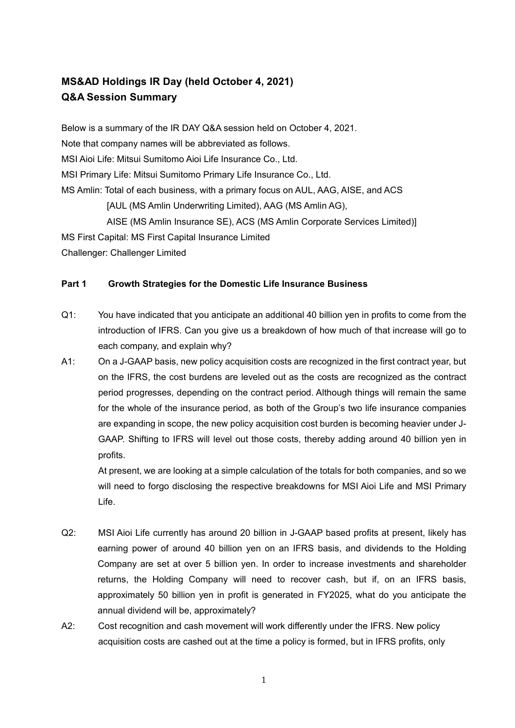# MS&AD Holdings IR Day (held October 4, 2021)
## Q&A Session Summary

Below is a summary of the IR DAY Q&A session held on October 4, 2021.
Note that company names will be abbreviated as follows.
MSI Aioi Life: Mitsui Sumitomo Aioi Life Insurance Co., Ltd.
MSI Primary Life: Mitsui Sumitomo Primary Life Insurance Co., Ltd.
MS Amlin: Total of each business, with a primary focus on AUL, AAG, AISE, and ACS
[AUL (MS Amlin Underwriting Limited), AAG (MS Amlin AG),
AISE (MS Amlin Insurance SE), ACS (MS Amlin Corporate Services Limited)]
MS First Capital: MS First Capital Insurance Limited
Challenger: Challenger Limited

### Part 1 Growth Strategies for the Domestic Life Insurance Business

Q1: You have indicated that you anticipate an additional 40 billion yen in profits to come from the introduction of IFRS. Can you give us a breakdown of how much of that increase will go to each company, and explain why?

A1: On a J-GAAP basis, new policy acquisition costs are recognized in the first contract year, but on the IFRS, the cost burdens are leveled out as the costs are recognized as the contract period progresses, depending on the contract period. Although things will remain the same for the whole of the insurance period, as both of the Group's two life insurance companies are expanding in scope, the new policy acquisition cost burden is becoming heavier under J-GAAP. Shifting to IFRS will level out those costs, thereby adding around 40 billion yen in profits.

At present, we are looking at a simple calculation of the totals for both companies, and so we will need to forgo disclosing the respective breakdowns for MSI Aioi Life and MSI Primary Life.

Q2: MSI Aioi Life currently has around 20 billion in J-GAAP based profits at present, likely has earning power of around 40 billion yen on an IFRS basis, and dividends to the Holding Company are set at over 5 billion yen. In order to increase investments and shareholder returns, the Holding Company will need to recover cash, but if, on an IFRS basis, approximately 50 billion yen in profit is generated in FY2025, what do you anticipate the annual dividend will be, approximately?

A2: Cost recognition and cash movement will work differently under the IFRS. New policy acquisition costs are cashed out at the time a policy is formed, but in IFRS profits, only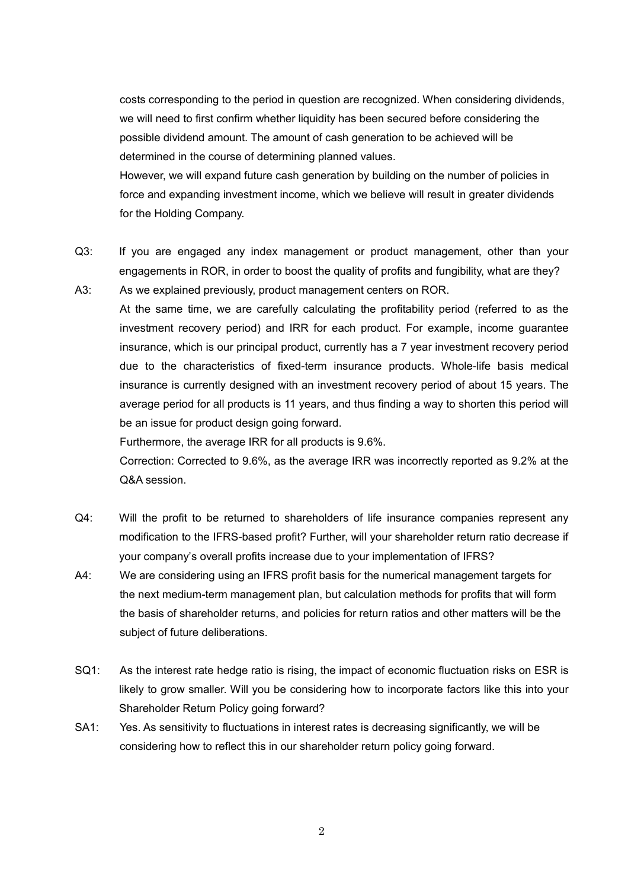costs corresponding to the period in question are recognized. When considering dividends, we will need to first confirm whether liquidity has been secured before considering the possible dividend amount. The amount of cash generation to be achieved will be determined in the course of determining planned values.

However, we will expand future cash generation by building on the number of policies in force and expanding investment income, which we believe will result in greater dividends for the Holding Company.

Q3: If you are engaged any index management or product management, other than your engagements in ROR, in order to boost the quality of profits and fungibility, what are they?

A3: As we explained previously, product management centers on ROR.

At the same time, we are carefully calculating the profitability period (referred to as the investment recovery period) and IRR for each product. For example, income guarantee insurance, which is our principal product, currently has a 7 year investment recovery period due to the characteristics of fixed-term insurance products. Whole-life basis medical insurance is currently designed with an investment recovery period of about 15 years. The average period for all products is 11 years, and thus finding a way to shorten this period will be an issue for product design going forward.

Furthermore, the average IRR for all products is 9.6%.

Correction: Corrected to 9.6%, as the average IRR was incorrectly reported as 9.2% at the Q&A session.

Q4: Will the profit to be returned to shareholders of life insurance companies represent any modification to the IFRS-based profit? Further, will your shareholder return ratio decrease if your company's overall profits increase due to your implementation of IFRS?

A4: We are considering using an IFRS profit basis for the numerical management targets for the next medium-term management plan, but calculation methods for profits that will form the basis of shareholder returns, and policies for return ratios and other matters will be the subject of future deliberations.

SQ1: As the interest rate hedge ratio is rising, the impact of economic fluctuation risks on ESR is likely to grow smaller. Will you be considering how to incorporate factors like this into your Shareholder Return Policy going forward?

SA1: Yes. As sensitivity to fluctuations in interest rates is decreasing significantly, we will be considering how to reflect this in our shareholder return policy going forward.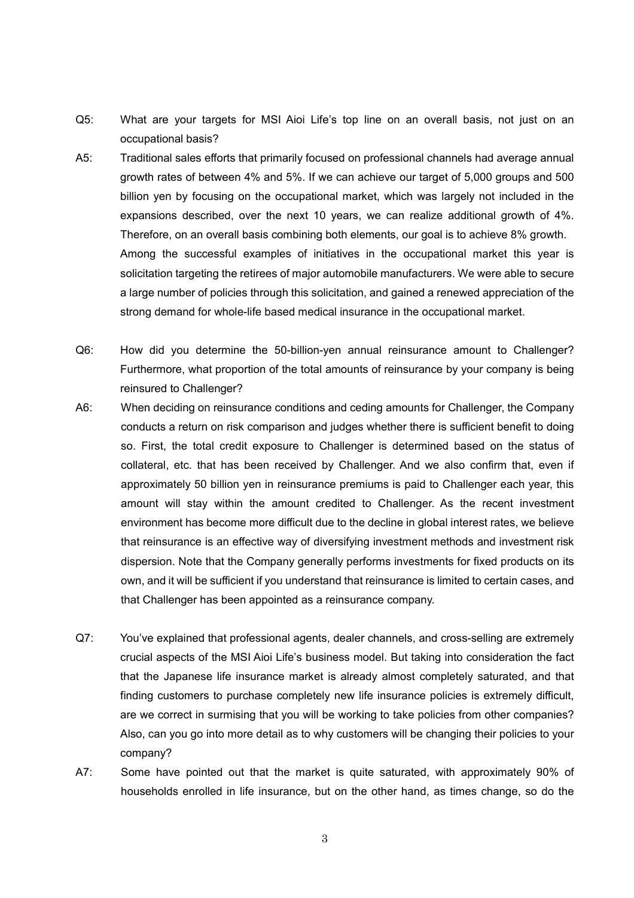Q5: What are your targets for MSI Aioi Life's top line on an overall basis, not just on an occupational basis?

A5: Traditional sales efforts that primarily focused on professional channels had average annual growth rates of between 4% and 5%. If we can achieve our target of 5,000 groups and 500 billion yen by focusing on the occupational market, which was largely not included in the expansions described, over the next 10 years, we can realize additional growth of 4%. Therefore, on an overall basis combining both elements, our goal is to achieve 8% growth.

Among the successful examples of initiatives in the occupational market this year is solicitation targeting the retirees of major automobile manufacturers. We were able to secure a large number of policies through this solicitation, and gained a renewed appreciation of the strong demand for whole-life based medical insurance in the occupational market.

Q6: How did you determine the 50-billion-yen annual reinsurance amount to Challenger? Furthermore, what proportion of the total amounts of reinsurance by your company is being reinsured to Challenger?

A6: When deciding on reinsurance conditions and ceding amounts for Challenger, the Company conducts a return on risk comparison and judges whether there is sufficient benefit to doing so. First, the total credit exposure to Challenger is determined based on the status of collateral, etc. that has been received by Challenger. And we also confirm that, even if approximately 50 billion yen in reinsurance premiums is paid to Challenger each year, this amount will stay within the amount credited to Challenger. As the recent investment environment has become more difficult due to the decline in global interest rates, we believe that reinsurance is an effective way of diversifying investment methods and investment risk dispersion. Note that the Company generally performs investments for fixed products on its own, and it will be sufficient if you understand that reinsurance is limited to certain cases, and that Challenger has been appointed as a reinsurance company.

Q7: You've explained that professional agents, dealer channels, and cross-selling are extremely crucial aspects of the MSI Aioi Life's business model. But taking into consideration the fact that the Japanese life insurance market is already almost completely saturated, and that finding customers to purchase completely new life insurance policies is extremely difficult, are we correct in surmising that you will be working to take policies from other companies? Also, can you go into more detail as to why customers will be changing their policies to your company?

A7: Some have pointed out that the market is quite saturated, with approximately 90% of households enrolled in life insurance, but on the other hand, as times change, so do the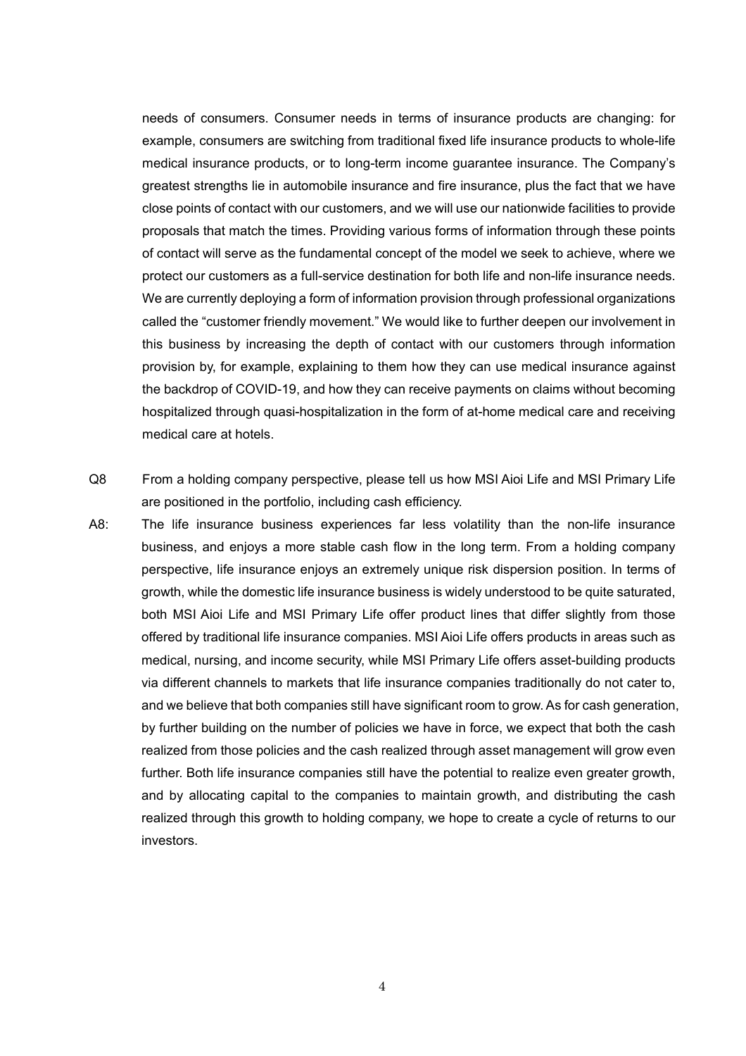needs of consumers. Consumer needs in terms of insurance products are changing: for example, consumers are switching from traditional fixed life insurance products to whole-life medical insurance products, or to long-term income guarantee insurance. The Company's greatest strengths lie in automobile insurance and fire insurance, plus the fact that we have close points of contact with our customers, and we will use our nationwide facilities to provide proposals that match the times. Providing various forms of information through these points of contact will serve as the fundamental concept of the model we seek to achieve, where we protect our customers as a full-service destination for both life and non-life insurance needs. We are currently deploying a form of information provision through professional organizations called the "customer friendly movement." We would like to further deepen our involvement in this business by increasing the depth of contact with our customers through information provision by, for example, explaining to them how they can use medical insurance against the backdrop of COVID-19, and how they can receive payments on claims without becoming hospitalized through quasi-hospitalization in the form of at-home medical care and receiving medical care at hotels.

Q8 From a holding company perspective, please tell us how MSI Aioi Life and MSI Primary Life are positioned in the portfolio, including cash efficiency.

A8: The life insurance business experiences far less volatility than the non-life insurance business, and enjoys a more stable cash flow in the long term. From a holding company perspective, life insurance enjoys an extremely unique risk dispersion position. In terms of growth, while the domestic life insurance business is widely understood to be quite saturated, both MSI Aioi Life and MSI Primary Life offer product lines that differ slightly from those offered by traditional life insurance companies. MSI Aioi Life offers products in areas such as medical, nursing, and income security, while MSI Primary Life offers asset-building products via different channels to markets that life insurance companies traditionally do not cater to, and we believe that both companies still have significant room to grow. As for cash generation, by further building on the number of policies we have in force, we expect that both the cash realized from those policies and the cash realized through asset management will grow even further. Both life insurance companies still have the potential to realize even greater growth, and by allocating capital to the companies to maintain growth, and distributing the cash realized through this growth to holding company, we hope to create a cycle of returns to our investors.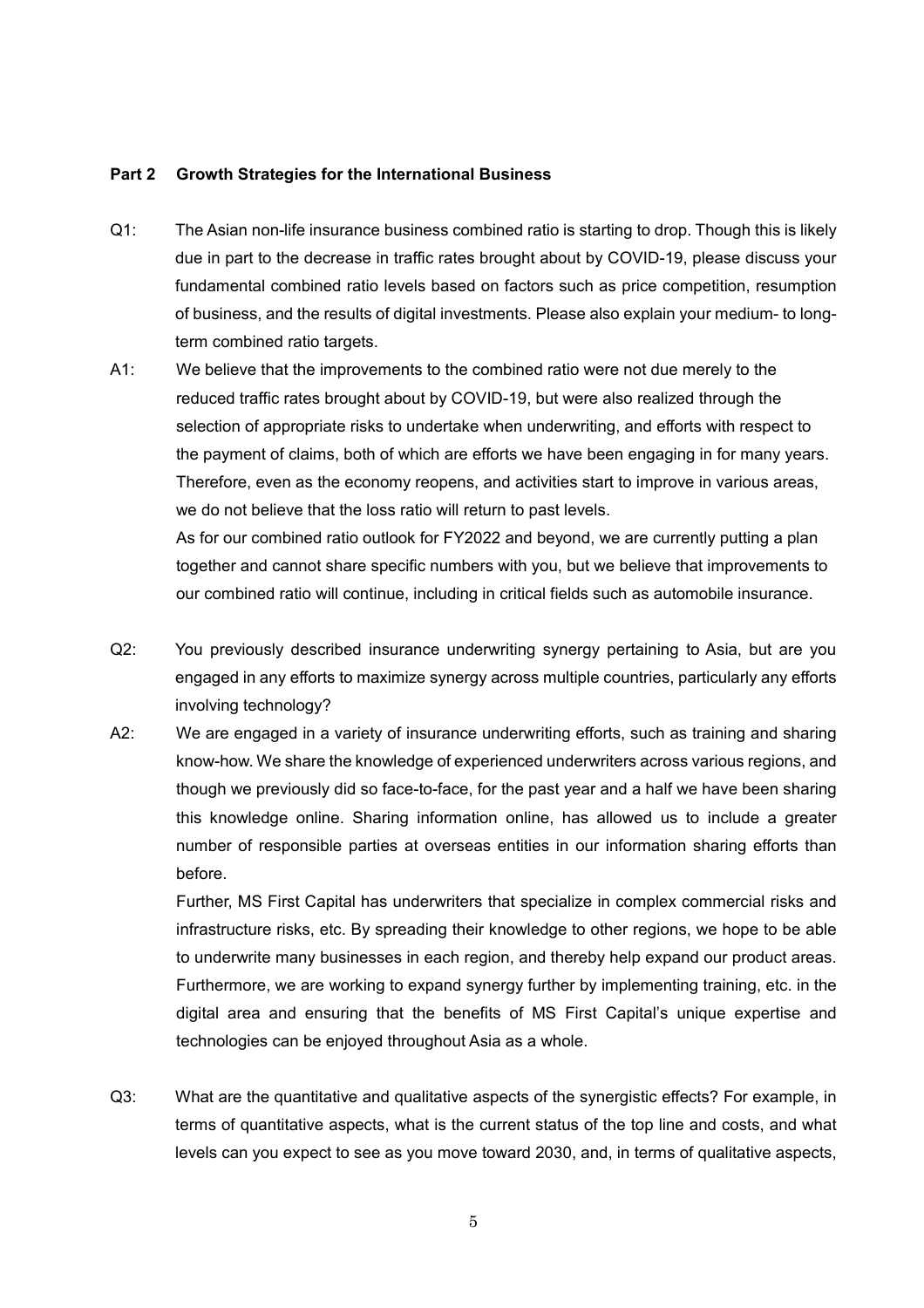**Part 2 Growth Strategies for the International Business**

Q1: The Asian non-life insurance business combined ratio is starting to drop. Though this is likely due in part to the decrease in traffic rates brought about by COVID-19, please discuss your fundamental combined ratio levels based on factors such as price competition, resumption of business, and the results of digital investments. Please also explain your medium- to long-term combined ratio targets.

A1: We believe that the improvements to the combined ratio were not due merely to the reduced traffic rates brought about by COVID-19, but were also realized through the selection of appropriate risks to undertake when underwriting, and efforts with respect to the payment of claims, both of which are efforts we have been engaging in for many years. Therefore, even as the economy reopens, and activities start to improve in various areas, we do not believe that the loss ratio will return to past levels.

As for our combined ratio outlook for FY2022 and beyond, we are currently putting a plan together and cannot share specific numbers with you, but we believe that improvements to our combined ratio will continue, including in critical fields such as automobile insurance.

Q2: You previously described insurance underwriting synergy pertaining to Asia, but are you engaged in any efforts to maximize synergy across multiple countries, particularly any efforts involving technology?

A2: We are engaged in a variety of insurance underwriting efforts, such as training and sharing know-how. We share the knowledge of experienced underwriters across various regions, and though we previously did so face-to-face, for the past year and a half we have been sharing this knowledge online. Sharing information online, has allowed us to include a greater number of responsible parties at overseas entities in our information sharing efforts than before.

Further, MS First Capital has underwriters that specialize in complex commercial risks and infrastructure risks, etc. By spreading their knowledge to other regions, we hope to be able to underwrite many businesses in each region, and thereby help expand our product areas. Furthermore, we are working to expand synergy further by implementing training, etc. in the digital area and ensuring that the benefits of MS First Capital's unique expertise and technologies can be enjoyed throughout Asia as a whole.

Q3: What are the quantitative and qualitative aspects of the synergistic effects? For example, in terms of quantitative aspects, what is the current status of the top line and costs, and what levels can you expect to see as you move toward 2030, and, in terms of qualitative aspects,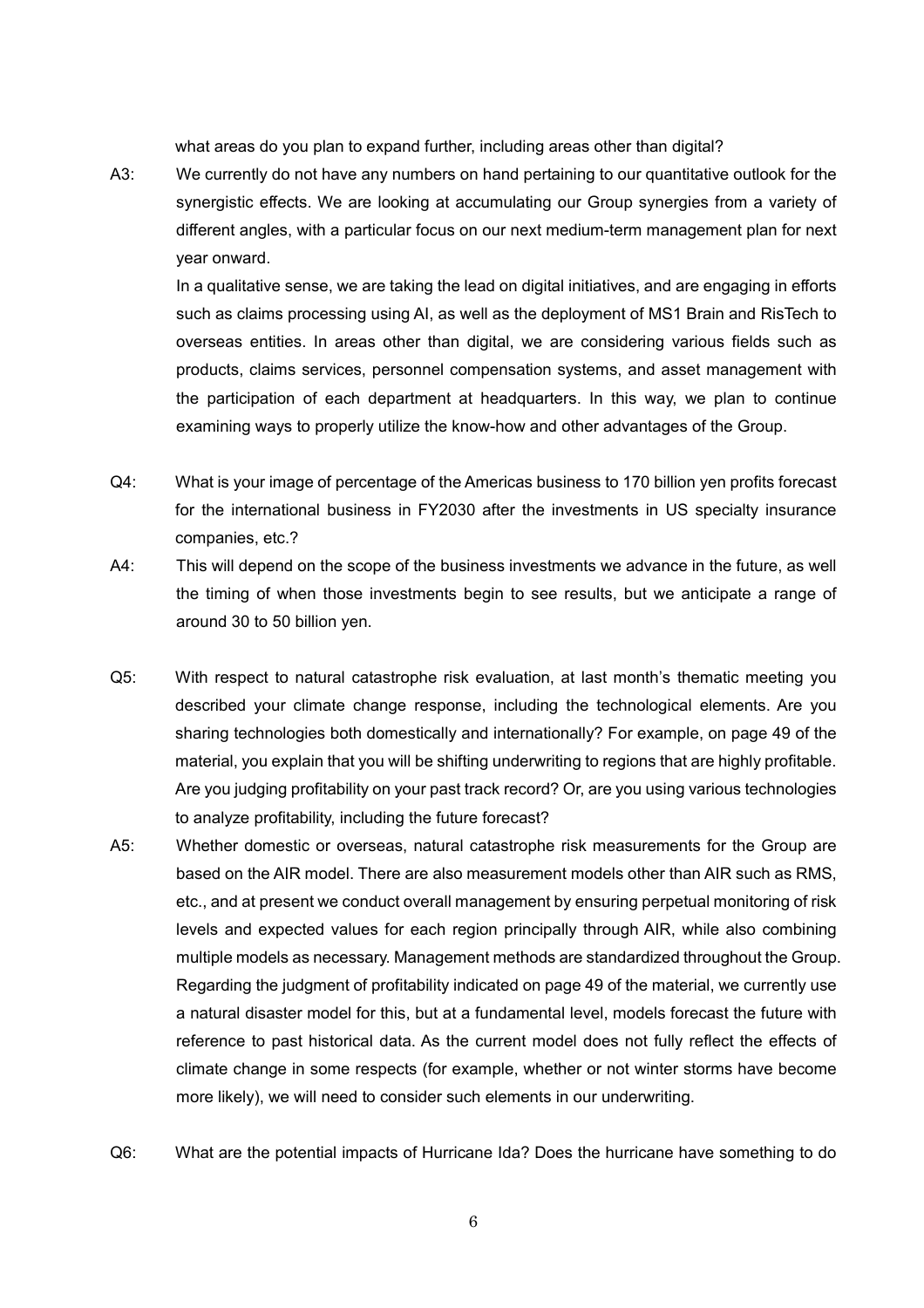what areas do you plan to expand further, including areas other than digital?

A3: We currently do not have any numbers on hand pertaining to our quantitative outlook for the synergistic effects. We are looking at accumulating our Group synergies from a variety of different angles, with a particular focus on our next medium-term management plan for next year onward.

In a qualitative sense, we are taking the lead on digital initiatives, and are engaging in efforts such as claims processing using AI, as well as the deployment of MS1 Brain and RisTech to overseas entities. In areas other than digital, we are considering various fields such as products, claims services, personnel compensation systems, and asset management with the participation of each department at headquarters. In this way, we plan to continue examining ways to properly utilize the know-how and other advantages of the Group.

Q4: What is your image of percentage of the Americas business to 170 billion yen profits forecast for the international business in FY2030 after the investments in US specialty insurance companies, etc.?

A4: This will depend on the scope of the business investments we advance in the future, as well the timing of when those investments begin to see results, but we anticipate a range of around 30 to 50 billion yen.

Q5: With respect to natural catastrophe risk evaluation, at last month's thematic meeting you described your climate change response, including the technological elements. Are you sharing technologies both domestically and internationally? For example, on page 49 of the material, you explain that you will be shifting underwriting to regions that are highly profitable. Are you judging profitability on your past track record? Or, are you using various technologies to analyze profitability, including the future forecast?

A5: Whether domestic or overseas, natural catastrophe risk measurements for the Group are based on the AIR model. There are also measurement models other than AIR such as RMS, etc., and at present we conduct overall management by ensuring perpetual monitoring of risk levels and expected values for each region principally through AIR, while also combining multiple models as necessary. Management methods are standardized throughout the Group. Regarding the judgment of profitability indicated on page 49 of the material, we currently use a natural disaster model for this, but at a fundamental level, models forecast the future with reference to past historical data. As the current model does not fully reflect the effects of climate change in some respects (for example, whether or not winter storms have become more likely), we will need to consider such elements in our underwriting.

Q6: What are the potential impacts of Hurricane Ida? Does the hurricane have something to do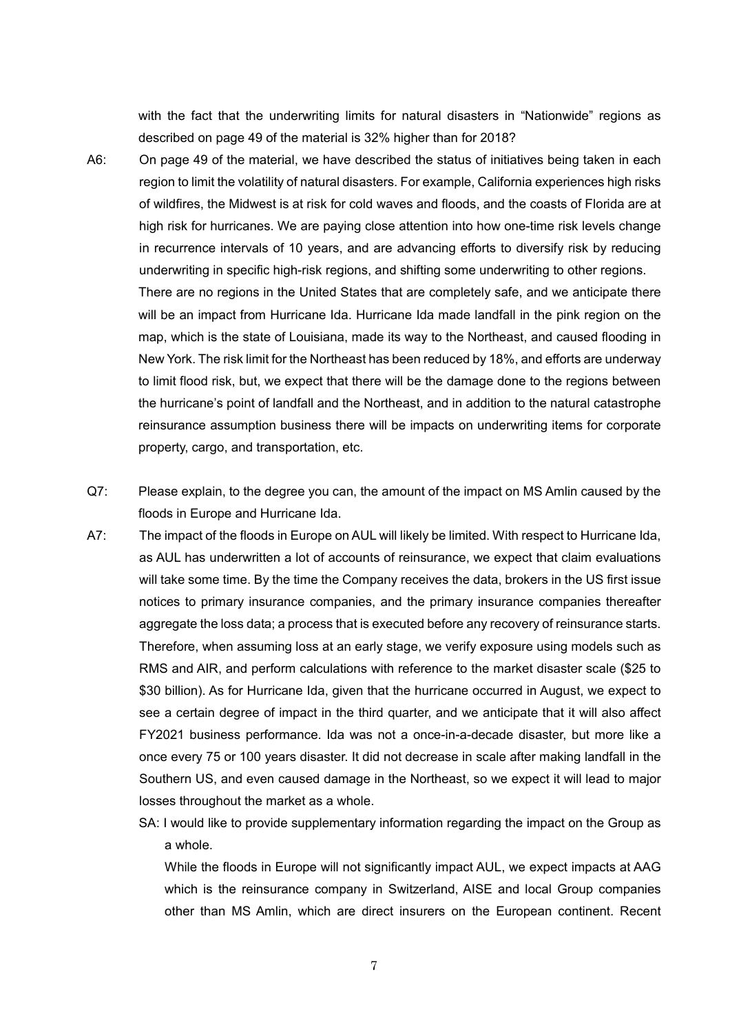with the fact that the underwriting limits for natural disasters in "Nationwide" regions as described on page 49 of the material is 32% higher than for 2018?

A6: On page 49 of the material, we have described the status of initiatives being taken in each region to limit the volatility of natural disasters. For example, California experiences high risks of wildfires, the Midwest is at risk for cold waves and floods, and the coasts of Florida are at high risk for hurricanes. We are paying close attention into how one-time risk levels change in recurrence intervals of 10 years, and are advancing efforts to diversify risk by reducing underwriting in specific high-risk regions, and shifting some underwriting to other regions.
There are no regions in the United States that are completely safe, and we anticipate there will be an impact from Hurricane Ida. Hurricane Ida made landfall in the pink region on the map, which is the state of Louisiana, made its way to the Northeast, and caused flooding in New York. The risk limit for the Northeast has been reduced by 18%, and efforts are underway to limit flood risk, but, we expect that there will be the damage done to the regions between the hurricane's point of landfall and the Northeast, and in addition to the natural catastrophe reinsurance assumption business there will be impacts on underwriting items for corporate property, cargo, and transportation, etc.

Q7: Please explain, to the degree you can, the amount of the impact on MS Amlin caused by the floods in Europe and Hurricane Ida.

A7: The impact of the floods in Europe on AUL will likely be limited. With respect to Hurricane Ida, as AUL has underwritten a lot of accounts of reinsurance, we expect that claim evaluations will take some time. By the time the Company receives the data, brokers in the US first issue notices to primary insurance companies, and the primary insurance companies thereafter aggregate the loss data; a process that is executed before any recovery of reinsurance starts. Therefore, when assuming loss at an early stage, we verify exposure using models such as RMS and AIR, and perform calculations with reference to the market disaster scale ($25 to $30 billion). As for Hurricane Ida, given that the hurricane occurred in August, we expect to see a certain degree of impact in the third quarter, and we anticipate that it will also affect FY2021 business performance. Ida was not a once-in-a-decade disaster, but more like a once every 75 or 100 years disaster. It did not decrease in scale after making landfall in the Southern US, and even caused damage in the Northeast, so we expect it will lead to major losses throughout the market as a whole.

SA: I would like to provide supplementary information regarding the impact on the Group as a whole.
While the floods in Europe will not significantly impact AUL, we expect impacts at AAG which is the reinsurance company in Switzerland, AISE and local Group companies other than MS Amlin, which are direct insurers on the European continent. Recent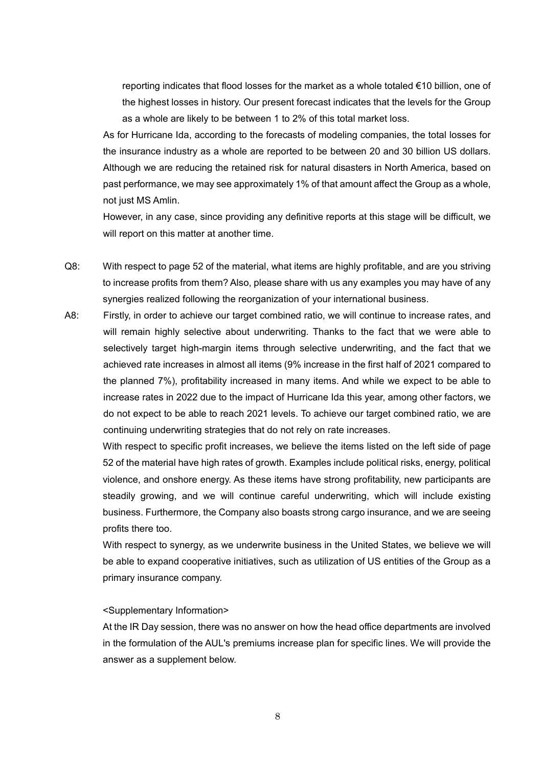reporting indicates that flood losses for the market as a whole totaled €10 billion, one of the highest losses in history. Our present forecast indicates that the levels for the Group as a whole are likely to be between 1 to 2% of this total market loss.

As for Hurricane Ida, according to the forecasts of modeling companies, the total losses for the insurance industry as a whole are reported to be between 20 and 30 billion US dollars. Although we are reducing the retained risk for natural disasters in North America, based on past performance, we may see approximately 1% of that amount affect the Group as a whole, not just MS Amlin.

However, in any case, since providing any definitive reports at this stage will be difficult, we will report on this matter at another time.

Q8: With respect to page 52 of the material, what items are highly profitable, and are you striving to increase profits from them? Also, please share with us any examples you may have of any synergies realized following the reorganization of your international business.

A8: Firstly, in order to achieve our target combined ratio, we will continue to increase rates, and will remain highly selective about underwriting. Thanks to the fact that we were able to selectively target high-margin items through selective underwriting, and the fact that we achieved rate increases in almost all items (9% increase in the first half of 2021 compared to the planned 7%), profitability increased in many items. And while we expect to be able to increase rates in 2022 due to the impact of Hurricane Ida this year, among other factors, we do not expect to be able to reach 2021 levels. To achieve our target combined ratio, we are continuing underwriting strategies that do not rely on rate increases.

With respect to specific profit increases, we believe the items listed on the left side of page 52 of the material have high rates of growth. Examples include political risks, energy, political violence, and onshore energy. As these items have strong profitability, new participants are steadily growing, and we will continue careful underwriting, which will include existing business. Furthermore, the Company also boasts strong cargo insurance, and we are seeing profits there too.

With respect to synergy, as we underwrite business in the United States, we believe we will be able to expand cooperative initiatives, such as utilization of US entities of the Group as a primary insurance company.

<Supplementary Information>

At the IR Day session, there was no answer on how the head office departments are involved in the formulation of the AUL's premiums increase plan for specific lines. We will provide the answer as a supplement below.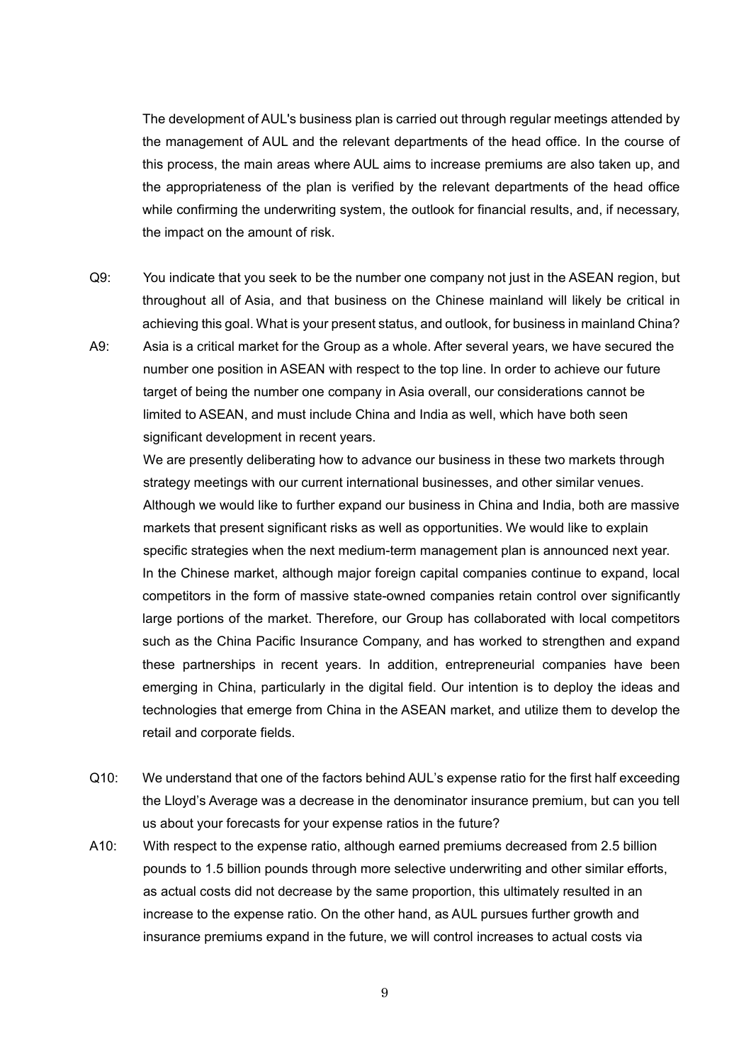The development of AUL's business plan is carried out through regular meetings attended by the management of AUL and the relevant departments of the head office. In the course of this process, the main areas where AUL aims to increase premiums are also taken up, and the appropriateness of the plan is verified by the relevant departments of the head office while confirming the underwriting system, the outlook for financial results, and, if necessary, the impact on the amount of risk.

Q9: You indicate that you seek to be the number one company not just in the ASEAN region, but throughout all of Asia, and that business on the Chinese mainland will likely be critical in achieving this goal. What is your present status, and outlook, for business in mainland China?

A9: Asia is a critical market for the Group as a whole. After several years, we have secured the number one position in ASEAN with respect to the top line. In order to achieve our future target of being the number one company in Asia overall, our considerations cannot be limited to ASEAN, and must include China and India as well, which have both seen significant development in recent years.

We are presently deliberating how to advance our business in these two markets through strategy meetings with our current international businesses, and other similar venues. Although we would like to further expand our business in China and India, both are massive markets that present significant risks as well as opportunities. We would like to explain specific strategies when the next medium-term management plan is announced next year.

In the Chinese market, although major foreign capital companies continue to expand, local competitors in the form of massive state-owned companies retain control over significantly large portions of the market. Therefore, our Group has collaborated with local competitors such as the China Pacific Insurance Company, and has worked to strengthen and expand these partnerships in recent years. In addition, entrepreneurial companies have been emerging in China, particularly in the digital field. Our intention is to deploy the ideas and technologies that emerge from China in the ASEAN market, and utilize them to develop the retail and corporate fields.

Q10: We understand that one of the factors behind AUL's expense ratio for the first half exceeding the Lloyd's Average was a decrease in the denominator insurance premium, but can you tell us about your forecasts for your expense ratios in the future?

A10: With respect to the expense ratio, although earned premiums decreased from 2.5 billion pounds to 1.5 billion pounds through more selective underwriting and other similar efforts, as actual costs did not decrease by the same proportion, this ultimately resulted in an increase to the expense ratio. On the other hand, as AUL pursues further growth and insurance premiums expand in the future, we will control increases to actual costs via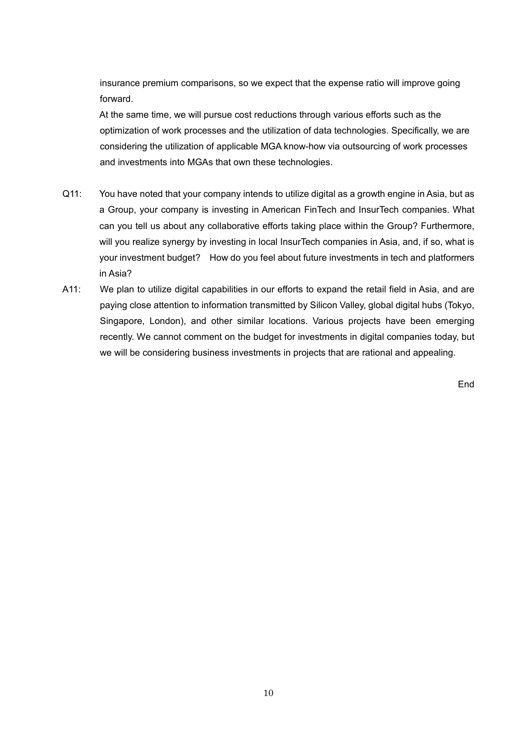insurance premium comparisons, so we expect that the expense ratio will improve going forward.

At the same time, we will pursue cost reductions through various efforts such as the optimization of work processes and the utilization of data technologies. Specifically, we are considering the utilization of applicable MGA know-how via outsourcing of work processes and investments into MGAs that own these technologies.

Q11: You have noted that your company intends to utilize digital as a growth engine in Asia, but as a Group, your company is investing in American FinTech and InsurTech companies. What can you tell us about any collaborative efforts taking place within the Group? Furthermore, will you realize synergy by investing in local InsurTech companies in Asia, and, if so, what is your investment budget? How do you feel about future investments in tech and platformers in Asia?

A11: We plan to utilize digital capabilities in our efforts to expand the retail field in Asia, and are paying close attention to information transmitted by Silicon Valley, global digital hubs (Tokyo, Singapore, London), and other similar locations. Various projects have been emerging recently. We cannot comment on the budget for investments in digital companies today, but we will be considering business investments in projects that are rational and appealing.

End